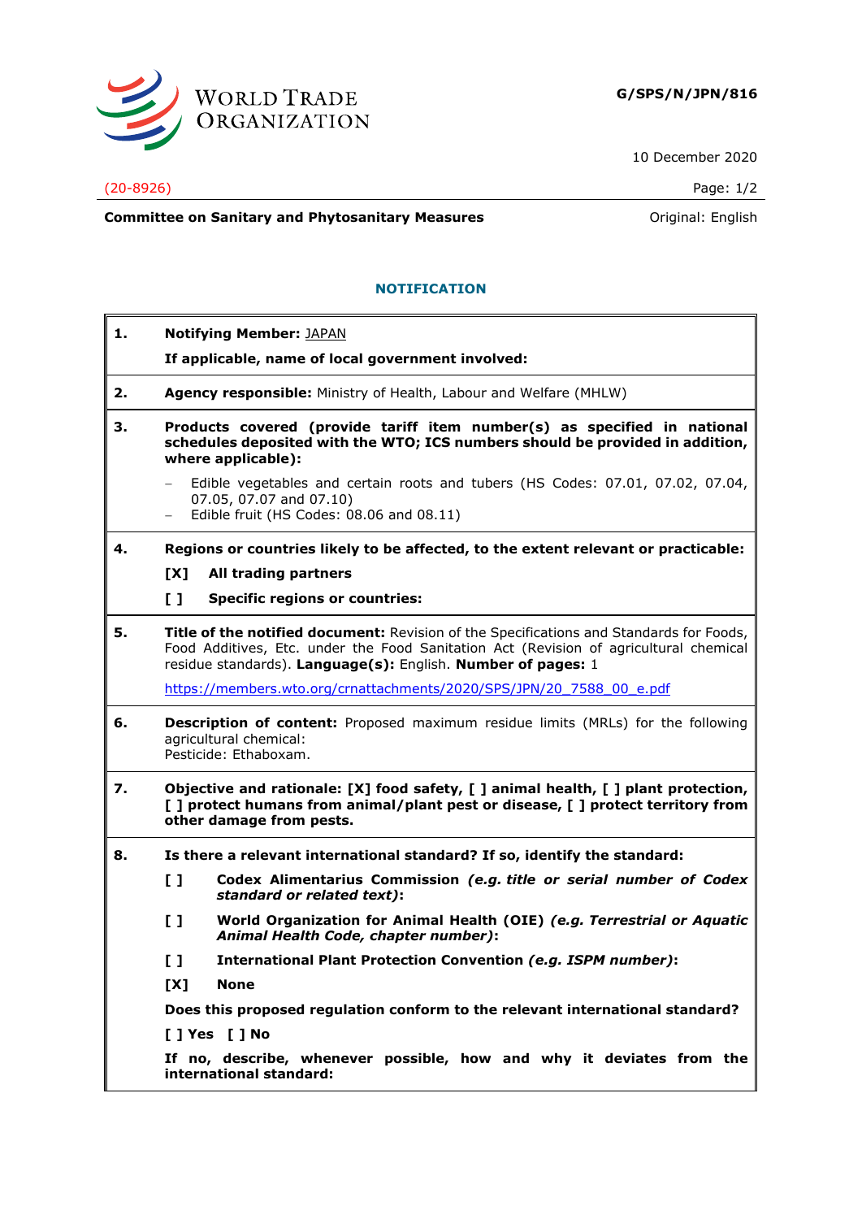**G/SPS/N/JPN/816**

10 December 2020

(20-8926)

**Committee on Sanitary and Phytosanitary Measures** — Original: English

## NOTIFICATION

**1. Notifying Member:** JAPAN

**If applicable, name of local government involved:**

**2. Agency responsible:** Ministry of Health, Labour and Welfare (MHLW)

**3. Products covered (provide tariff item number(s) as specified in national schedules deposited with the WTO; ICS numbers should be provided in addition, where applicable):**

- Edible vegetables and certain roots and tubers (HS Codes: 07.01, 07.02, 07.04, 07.05, 07.07 and 07.10)
- Edible fruit (HS Codes: 08.06 and 08.11)

**4. Regions or countries likely to be affected, to the extent relevant or practicable:**

**[X] All trading partners**

**[ ] Specific regions or countries:**

**5. Title of the notified document:** Revision of the Specifications and Standards for Foods, Food Additives, Etc. under the Food Sanitation Act (Revision of agricultural chemical residue standards). **Language(s):** English. **Number of pages:** 1

https://members.wto.org/crnattachments/2020/SPS/JPN/20_7588_00_e.pdf

**6. Description of content:** Proposed maximum residue limits (MRLs) for the following agricultural chemical:
Pesticide: Ethaboxam.

**7. Objective and rationale: [X] food safety, [ ] animal health, [ ] plant protection, [ ] protect humans from animal/plant pest or disease, [ ] protect territory from other damage from pests.**

**8. Is there a relevant international standard? If so, identify the standard:**

**[ ] Codex Alimentarius Commission *(e.g. title or serial number of Codex standard or related text)*:**

**[ ] World Organization for Animal Health (OIE) *(e.g. Terrestrial or Aquatic Animal Health Code, chapter number)*:**

**[ ] International Plant Protection Convention *(e.g. ISPM number)*:**

**[X] None**

**Does this proposed regulation conform to the relevant international standard?**

**[ ] Yes [ ] No**

**If no, describe, whenever possible, how and why it deviates from the international standard:**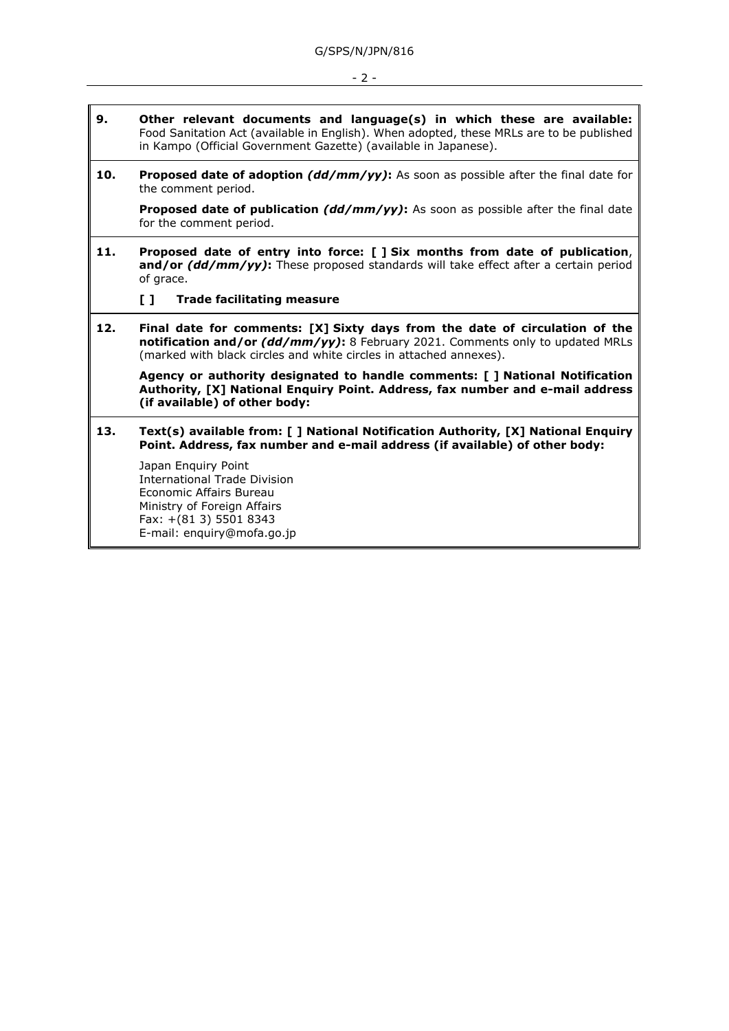**9. Other relevant documents and language(s) in which these are available:** Food Sanitation Act (available in English). When adopted, these MRLs are to be published in Kampo (Official Government Gazette) (available in Japanese).

**10. Proposed date of adoption *(dd/mm/yy)*:** As soon as possible after the final date for the comment period.

**Proposed date of publication *(dd/mm/yy)*:** As soon as possible after the final date for the comment period.

**11. Proposed date of entry into force: [ ] Six months from date of publication, and/or *(dd/mm/yy)*:** These proposed standards will take effect after a certain period of grace.

**[ ] Trade facilitating measure**

**12. Final date for comments: [X] Sixty days from the date of circulation of the notification and/or *(dd/mm/yy)*:** 8 February 2021. Comments only to updated MRLs (marked with black circles and white circles in attached annexes).

**Agency or authority designated to handle comments: [ ] National Notification Authority, [X] National Enquiry Point. Address, fax number and e-mail address (if available) of other body:**

**13. Text(s) available from: [ ] National Notification Authority, [X] National Enquiry Point. Address, fax number and e-mail address (if available) of other body:**

Japan Enquiry Point
International Trade Division
Economic Affairs Bureau
Ministry of Foreign Affairs
Fax: +(81 3) 5501 8343
E-mail: enquiry@mofa.go.jp